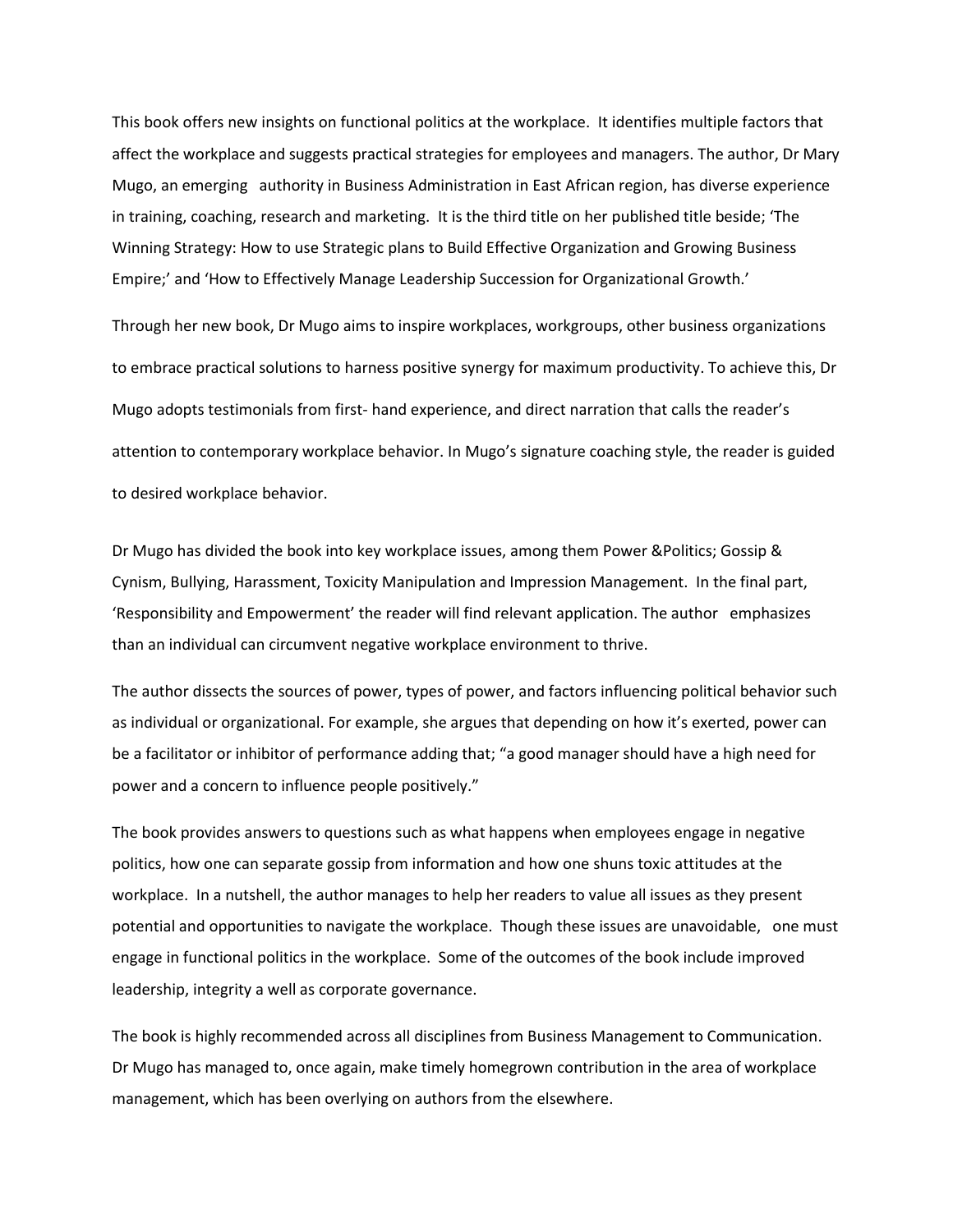This book offers new insights on functional politics at the workplace. It identifies multiple factors that affect the workplace and suggests practical strategies for employees and managers. The author, Dr Mary Mugo, an emerging authority in Business Administration in East African region, has diverse experience in training, coaching, research and marketing. It is the third title on her published title beside; 'The Winning Strategy: How to use Strategic plans to Build Effective Organization and Growing Business Empire;' and 'How to Effectively Manage Leadership Succession for Organizational Growth.'

Through her new book, Dr Mugo aims to inspire workplaces, workgroups, other business organizations to embrace practical solutions to harness positive synergy for maximum productivity. To achieve this, Dr Mugo adopts testimonials from first- hand experience, and direct narration that calls the reader's attention to contemporary workplace behavior. In Mugo's signature coaching style, the reader is guided to desired workplace behavior.

Dr Mugo has divided the book into key workplace issues, among them Power &Politics; Gossip & Cynism, Bullying, Harassment, Toxicity Manipulation and Impression Management. In the final part, 'Responsibility and Empowerment' the reader will find relevant application. The author emphasizes than an individual can circumvent negative workplace environment to thrive.

The author dissects the sources of power, types of power, and factors influencing political behavior such as individual or organizational. For example, she argues that depending on how it's exerted, power can be a facilitator or inhibitor of performance adding that; "a good manager should have a high need for power and a concern to influence people positively."

The book provides answers to questions such as what happens when employees engage in negative politics, how one can separate gossip from information and how one shuns toxic attitudes at the workplace. In a nutshell, the author manages to help her readers to value all issues as they present potential and opportunities to navigate the workplace. Though these issues are unavoidable, one must engage in functional politics in the workplace. Some of the outcomes of the book include improved leadership, integrity a well as corporate governance.

The book is highly recommended across all disciplines from Business Management to Communication. Dr Mugo has managed to, once again, make timely homegrown contribution in the area of workplace management, which has been overlying on authors from the elsewhere.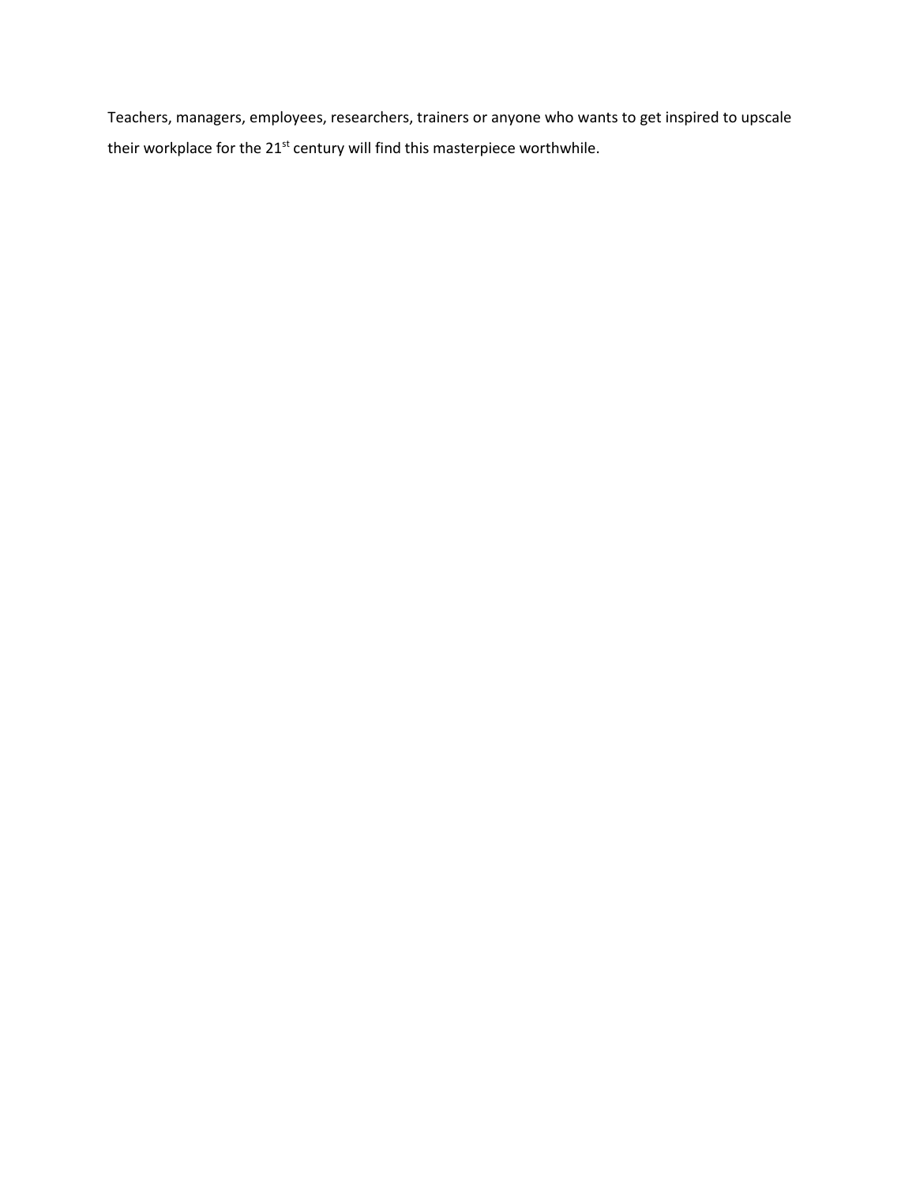Teachers, managers, employees, researchers, trainers or anyone who wants to get inspired to upscale their workplace for the 21st century will find this masterpiece worthwhile.